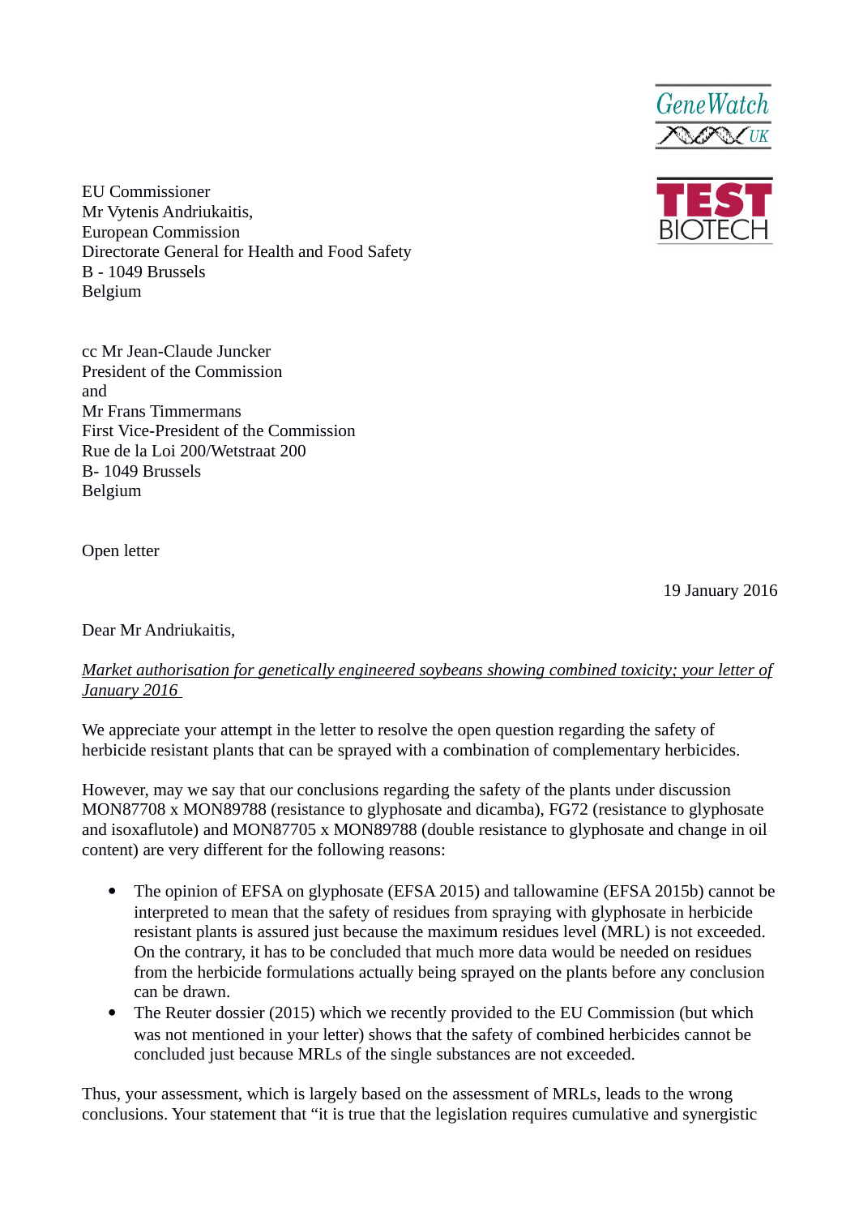GeneWatch UK

TEST BIOTECH

EU Commissioner
Mr Vytenis Andriukaitis,
European Commission
Directorate General for Health and Food Safety
B - 1049 Brussels
Belgium

cc Mr Jean-Claude Juncker
President of the Commission
and
Mr Frans Timmermans
First Vice-President of the Commission
Rue de la Loi 200/Wetstraat 200
B- 1049 Brussels
Belgium

Open letter

19 January 2016

Dear Mr Andriukaitis,

*Market authorisation for genetically engineered soybeans showing combined toxicity; your letter of January 2016*

We appreciate your attempt in the letter to resolve the open question regarding the safety of herbicide resistant plants that can be sprayed with a combination of complementary herbicides.

However, may we say that our conclusions regarding the safety of the plants under discussion MON87708 x MON89788 (resistance to glyphosate and dicamba), FG72 (resistance to glyphosate and isoxaflutole) and MON87705 x MON89788 (double resistance to glyphosate and change in oil content) are very different for the following reasons:

- The opinion of EFSA on glyphosate (EFSA 2015) and tallowamine (EFSA 2015b) cannot be interpreted to mean that the safety of residues from spraying with glyphosate in herbicide resistant plants is assured just because the maximum residues level (MRL) is not exceeded. On the contrary, it has to be concluded that much more data would be needed on residues from the herbicide formulations actually being sprayed on the plants before any conclusion can be drawn.
- The Reuter dossier (2015) which we recently provided to the EU Commission (but which was not mentioned in your letter) shows that the safety of combined herbicides cannot be concluded just because MRLs of the single substances are not exceeded.

Thus, your assessment, which is largely based on the assessment of MRLs, leads to the wrong conclusions. Your statement that "it is true that the legislation requires cumulative and synergistic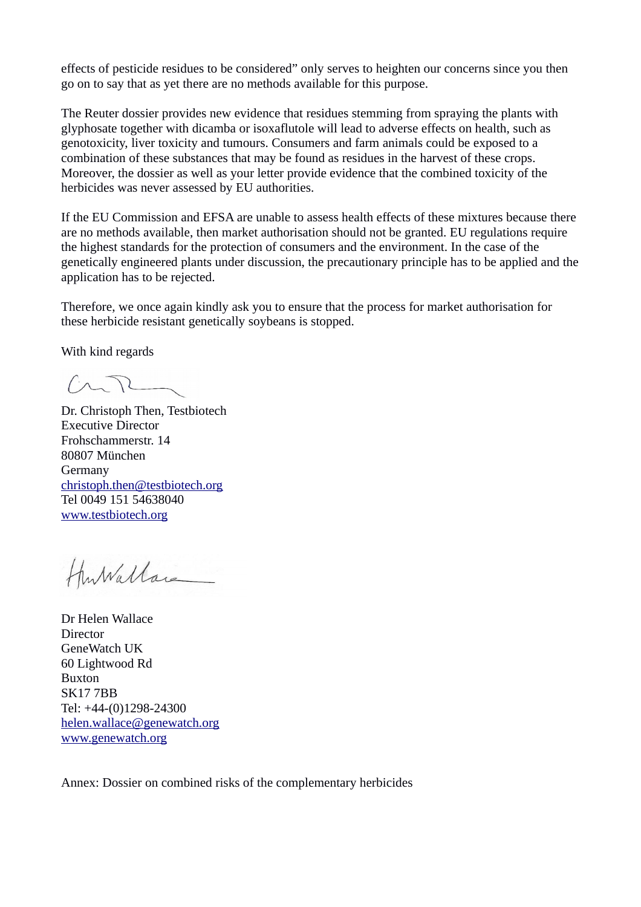effects of pesticide residues to be considered" only serves to heighten our concerns since you then go on to say that as yet there are no methods available for this purpose.

The Reuter dossier provides new evidence that residues stemming from spraying the plants with glyphosate together with dicamba or isoxaflutole will lead to adverse effects on health, such as genotoxicity, liver toxicity and tumours. Consumers and farm animals could be exposed to a combination of these substances that may be found as residues in the harvest of these crops. Moreover, the dossier as well as your letter provide evidence that the combined toxicity of the herbicides was never assessed by EU authorities.

If the EU Commission and EFSA are unable to assess health effects of these mixtures because there are no methods available, then market authorisation should not be granted. EU regulations require the highest standards for the protection of consumers and the environment. In the case of the genetically engineered plants under discussion, the precautionary principle has to be applied and the application has to be rejected.

Therefore, we once again kindly ask you to ensure that the process for market authorisation for these herbicide resistant genetically soybeans is stopped.

With kind regards

Dr. Christoph Then, Testbiotech
Executive Director
Frohschammerstr. 14
80807 München
Germany
christoph.then@testbiotech.org
Tel 0049 151 54638040
www.testbiotech.org

Dr Helen Wallace
Director
GeneWatch UK
60 Lightwood Rd
Buxton
SK17 7BB
Tel: +44-(0)1298-24300
helen.wallace@genewatch.org
www.genewatch.org

Annex: Dossier on combined risks of the complementary herbicides